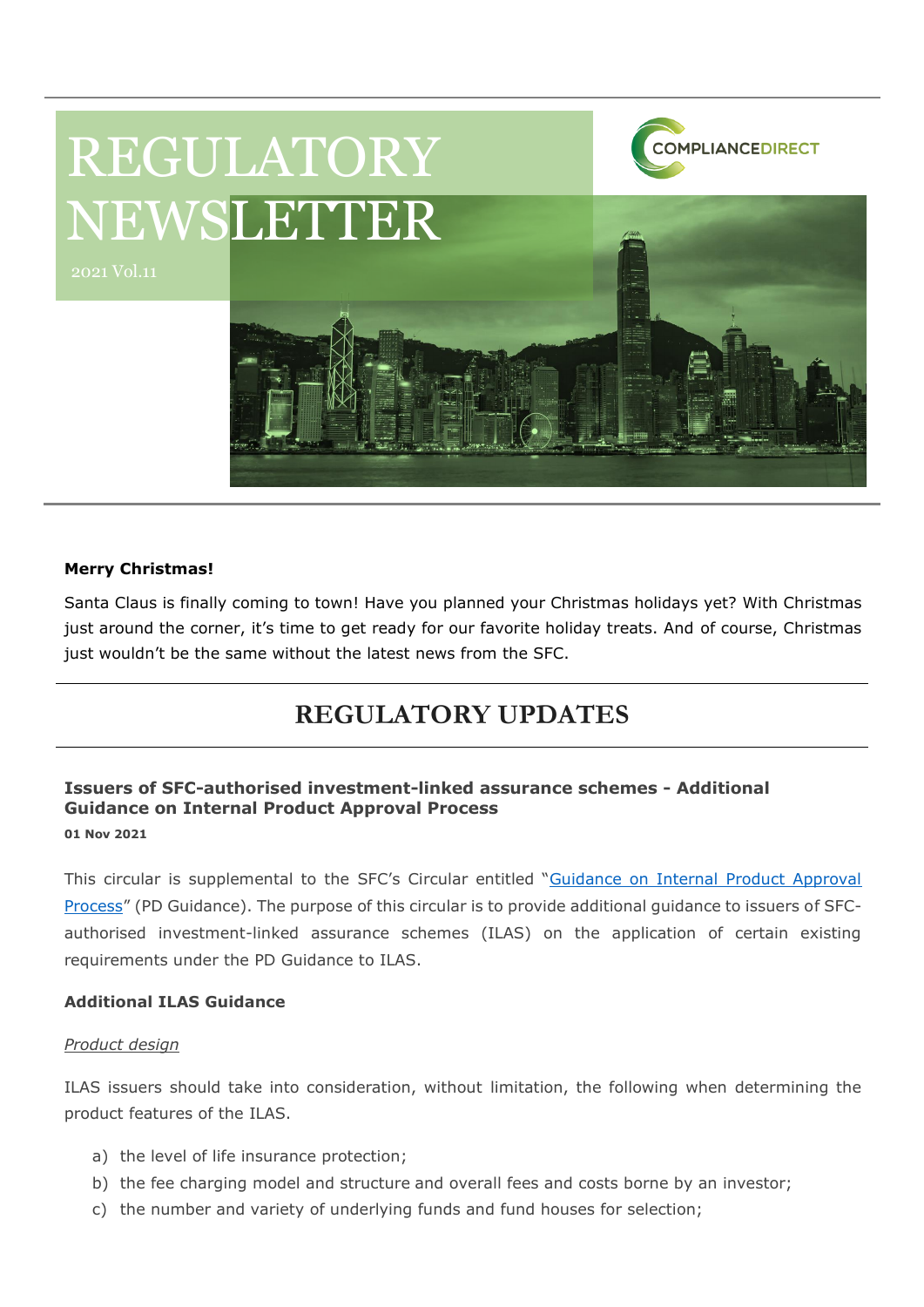# REGULATORY NEWSLETTER

2021 Vol.11

COMPLIANCEDIRECT

**Merry Christmas!**

Santa Claus is finally coming to town! Have you planned your Christmas holidays yet? With Christmas just around the corner, it's time to get ready for our favorite holiday treats. And of course, Christmas just wouldn't be the same without the latest news from the SFC.

## REGULATORY UPDATES

### Issuers of SFC-authorised investment-linked assurance schemes - Additional Guidance on Internal Product Approval Process

**01 Nov 2021**

This circular is supplemental to the SFC's Circular entitled "[Guidance on Internal Product Approval Process]()" (PD Guidance). The purpose of this circular is to provide additional guidance to issuers of SFC-authorised investment-linked assurance schemes (ILAS) on the application of certain existing requirements under the PD Guidance to ILAS.

**Additional ILAS Guidance**

*Product design*

ILAS issuers should take into consideration, without limitation, the following when determining the product features of the ILAS.

a) the level of life insurance protection;
b) the fee charging model and structure and overall fees and costs borne by an investor;
c) the number and variety of underlying funds and fund houses for selection;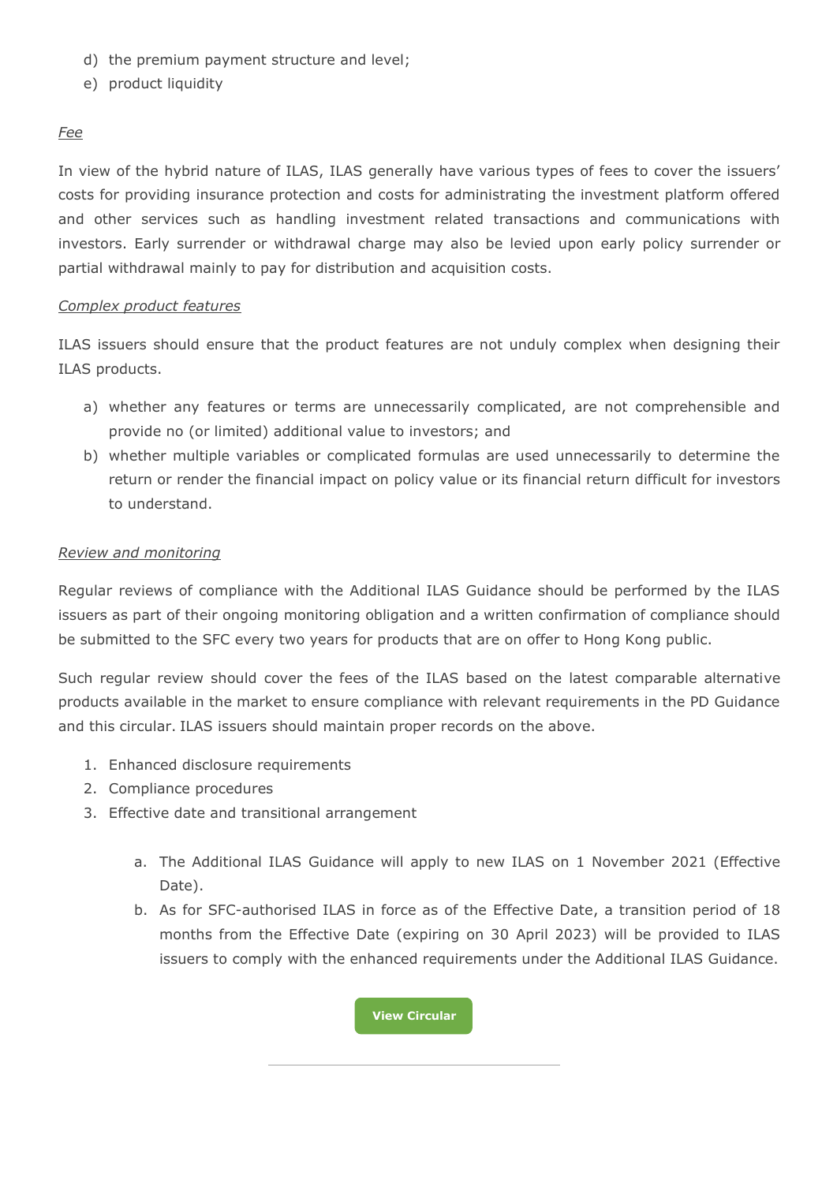d) the premium payment structure and level;
e) product liquidity

*Fee*

In view of the hybrid nature of ILAS, ILAS generally have various types of fees to cover the issuers' costs for providing insurance protection and costs for administrating the investment platform offered and other services such as handling investment related transactions and communications with investors. Early surrender or withdrawal charge may also be levied upon early policy surrender or partial withdrawal mainly to pay for distribution and acquisition costs.

*Complex product features*

ILAS issuers should ensure that the product features are not unduly complex when designing their ILAS products.

a) whether any features or terms are unnecessarily complicated, are not comprehensible and provide no (or limited) additional value to investors; and
b) whether multiple variables or complicated formulas are used unnecessarily to determine the return or render the financial impact on policy value or its financial return difficult for investors to understand.

*Review and monitoring*

Regular reviews of compliance with the Additional ILAS Guidance should be performed by the ILAS issuers as part of their ongoing monitoring obligation and a written confirmation of compliance should be submitted to the SFC every two years for products that are on offer to Hong Kong public.

Such regular review should cover the fees of the ILAS based on the latest comparable alternative products available in the market to ensure compliance with relevant requirements in the PD Guidance and this circular. ILAS issuers should maintain proper records on the above.

1. Enhanced disclosure requirements
2. Compliance procedures
3. Effective date and transitional arrangement

    a. The Additional ILAS Guidance will apply to new ILAS on 1 November 2021 (Effective Date).
    b. As for SFC-authorised ILAS in force as of the Effective Date, a transition period of 18 months from the Effective Date (expiring on 30 April 2023) will be provided to ILAS issuers to comply with the enhanced requirements under the Additional ILAS Guidance.

**View Circular**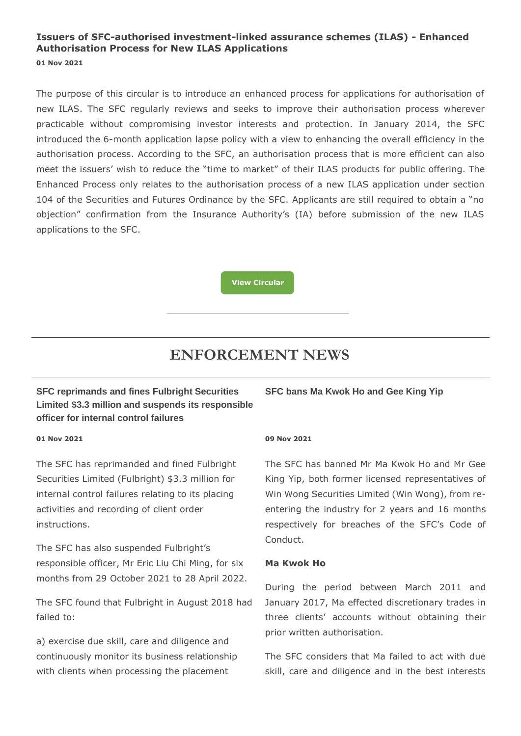### Issuers of SFC-authorised investment-linked assurance schemes (ILAS) - Enhanced Authorisation Process for New ILAS Applications

**01 Nov 2021**

The purpose of this circular is to introduce an enhanced process for applications for authorisation of new ILAS. The SFC regularly reviews and seeks to improve their authorisation process wherever practicable without compromising investor interests and protection. In January 2014, the SFC introduced the 6-month application lapse policy with a view to enhancing the overall efficiency in the authorisation process. According to the SFC, an authorisation process that is more efficient can also meet the issuers' wish to reduce the "time to market" of their ILAS products for public offering. The Enhanced Process only relates to the authorisation process of a new ILAS application under section 104 of the Securities and Futures Ordinance by the SFC. Applicants are still required to obtain a "no objection" confirmation from the Insurance Authority's (IA) before submission of the new ILAS applications to the SFC.

View Circular

---

# ENFORCEMENT NEWS

### SFC reprimands and fines Fulbright Securities Limited $3.3 million and suspends its responsible officer for internal control failures

**01 Nov 2021**

The SFC has reprimanded and fined Fulbright Securities Limited (Fulbright) $3.3 million for internal control failures relating to its placing activities and recording of client order instructions.

The SFC has also suspended Fulbright's responsible officer, Mr Eric Liu Chi Ming, for six months from 29 October 2021 to 28 April 2022.

The SFC found that Fulbright in August 2018 had failed to:

a) exercise due skill, care and diligence and continuously monitor its business relationship with clients when processing the placement

### SFC bans Ma Kwok Ho and Gee King Yip

**09 Nov 2021**

The SFC has banned Mr Ma Kwok Ho and Mr Gee King Yip, both former licensed representatives of Win Wong Securities Limited (Win Wong), from re-entering the industry for 2 years and 16 months respectively for breaches of the SFC's Code of Conduct.

**Ma Kwok Ho**

During the period between March 2011 and January 2017, Ma effected discretionary trades in three clients' accounts without obtaining their prior written authorisation.

The SFC considers that Ma failed to act with due skill, care and diligence and in the best interests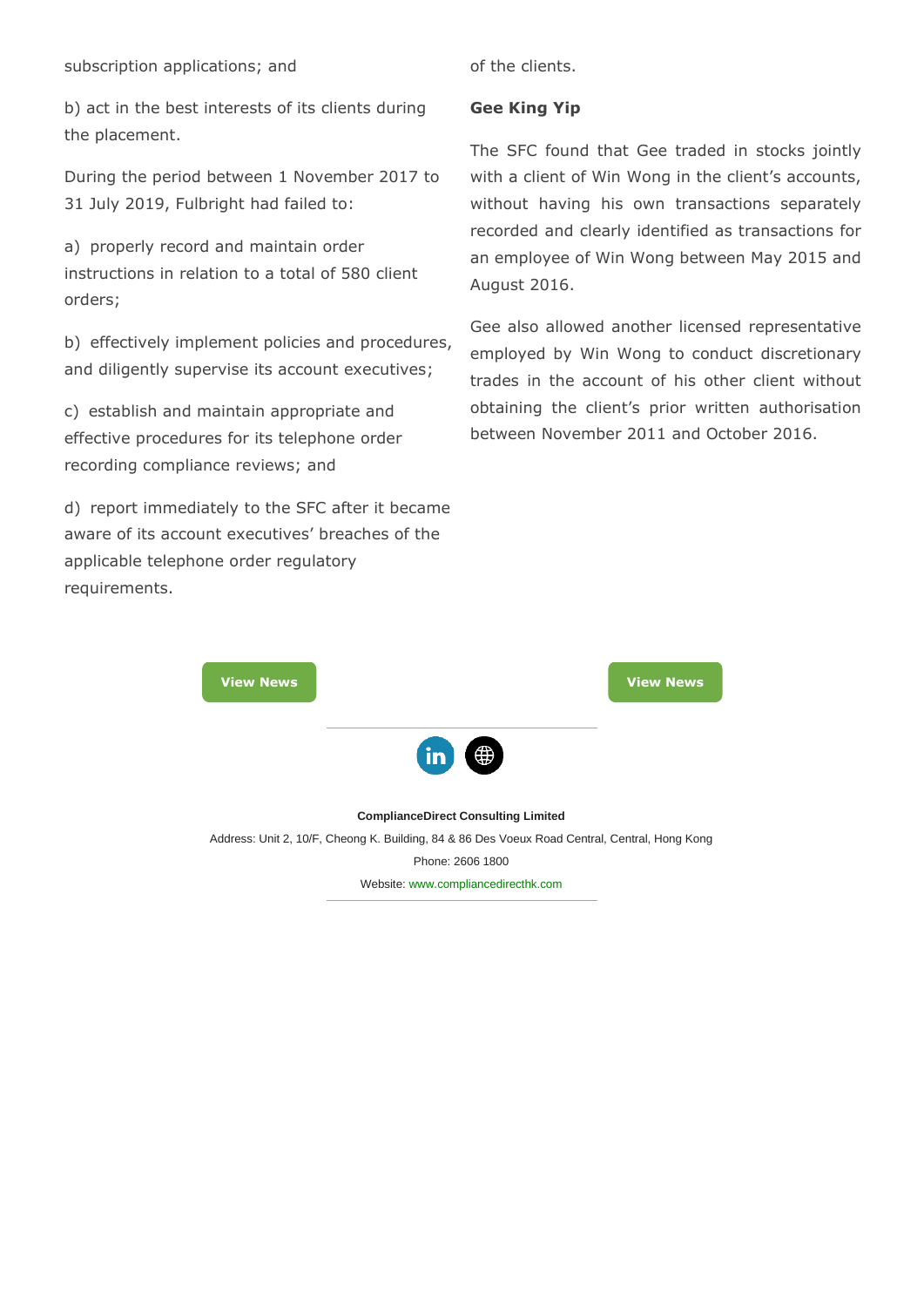subscription applications; and

b) act in the best interests of its clients during the placement.

During the period between 1 November 2017 to 31 July 2019, Fulbright had failed to:

a) properly record and maintain order instructions in relation to a total of 580 client orders;

b) effectively implement policies and procedures, and diligently supervise its account executives;

c) establish and maintain appropriate and effective procedures for its telephone order recording compliance reviews; and

d) report immediately to the SFC after it became aware of its account executives' breaches of the applicable telephone order regulatory requirements.

of the clients.

**Gee King Yip**

The SFC found that Gee traded in stocks jointly with a client of Win Wong in the client's accounts, without having his own transactions separately recorded and clearly identified as transactions for an employee of Win Wong between May 2015 and August 2016.

Gee also allowed another licensed representative employed by Win Wong to conduct discretionary trades in the account of his other client without obtaining the client's prior written authorisation between November 2011 and October 2016.

View News

View News

**ComplianceDirect Consulting Limited**

Address: Unit 2, 10/F, Cheong K. Building, 84 & 86 Des Voeux Road Central, Central, Hong Kong

Phone: 2606 1800

Website: www.compliancedirecthk.com